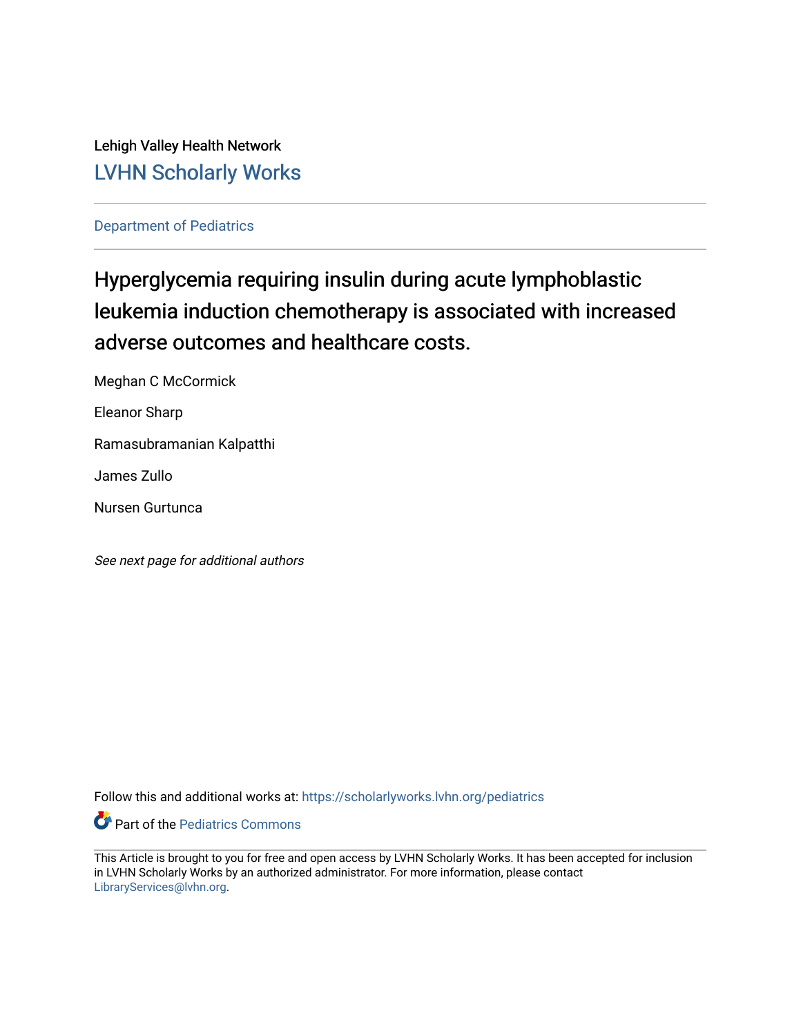Lehigh Valley Health Network

LVHN Scholarly Works

Department of Pediatrics

# Hyperglycemia requiring insulin during acute lymphoblastic leukemia induction chemotherapy is associated with increased adverse outcomes and healthcare costs.

Meghan C McCormick

Eleanor Sharp

Ramasubramanian Kalpatthi

James Zullo

Nursen Gurtunca

*See next page for additional authors*

Follow this and additional works at: https://scholarlyworks.lvhn.org/pediatrics

Part of the Pediatrics Commons

This Article is brought to you for free and open access by LVHN Scholarly Works. It has been accepted for inclusion in LVHN Scholarly Works by an authorized administrator. For more information, please contact LibraryServices@lvhn.org.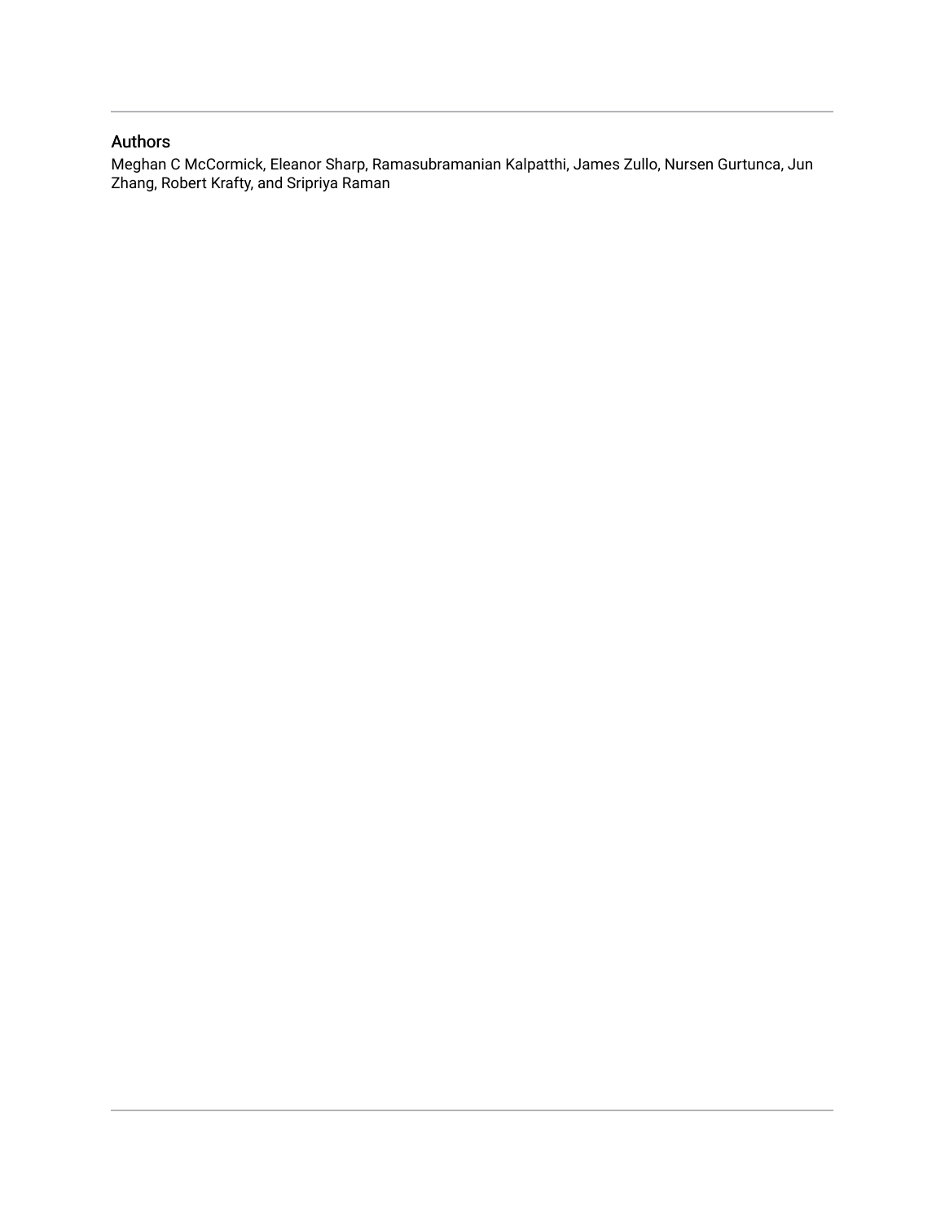## Authors

Meghan C McCormick, Eleanor Sharp, Ramasubramanian Kalpatthi, James Zullo, Nursen Gurtunca, Jun Zhang, Robert Krafty, and Sripriya Raman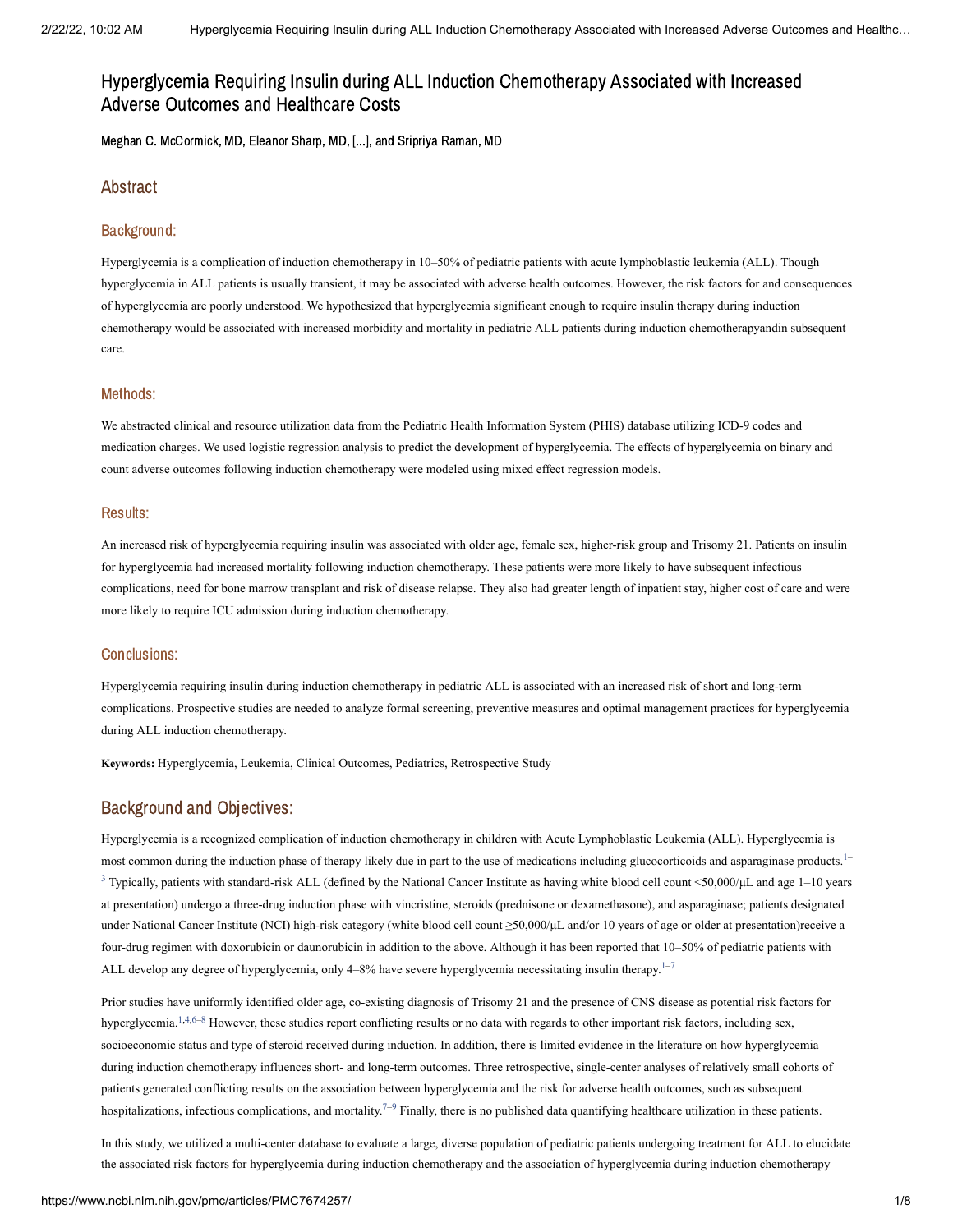# Hyperglycemia Requiring Insulin during ALL Induction Chemotherapy Associated with Increased Adverse Outcomes and Healthcare Costs

Meghan C. McCormick, MD, Eleanor Sharp, MD, [...], and Sripriya Raman, MD

## Abstract

### Background:

Hyperglycemia is a complication of induction chemotherapy in 10–50% of pediatric patients with acute lymphoblastic leukemia (ALL). Though hyperglycemia in ALL patients is usually transient, it may be associated with adverse health outcomes. However, the risk factors for and consequences of hyperglycemia are poorly understood. We hypothesized that hyperglycemia significant enough to require insulin therapy during induction chemotherapy would be associated with increased morbidity and mortality in pediatric ALL patients during induction chemotherapyandin subsequent care.

### Methods:

We abstracted clinical and resource utilization data from the Pediatric Health Information System (PHIS) database utilizing ICD-9 codes and medication charges. We used logistic regression analysis to predict the development of hyperglycemia. The effects of hyperglycemia on binary and count adverse outcomes following induction chemotherapy were modeled using mixed effect regression models.

### Results:

An increased risk of hyperglycemia requiring insulin was associated with older age, female sex, higher-risk group and Trisomy 21. Patients on insulin for hyperglycemia had increased mortality following induction chemotherapy. These patients were more likely to have subsequent infectious complications, need for bone marrow transplant and risk of disease relapse. They also had greater length of inpatient stay, higher cost of care and were more likely to require ICU admission during induction chemotherapy.

### Conclusions:

Hyperglycemia requiring insulin during induction chemotherapy in pediatric ALL is associated with an increased risk of short and long-term complications. Prospective studies are needed to analyze formal screening, preventive measures and optimal management practices for hyperglycemia during ALL induction chemotherapy.

**Keywords:** Hyperglycemia, Leukemia, Clinical Outcomes, Pediatrics, Retrospective Study

## Background and Objectives:

Hyperglycemia is a recognized complication of induction chemotherapy in children with Acute Lymphoblastic Leukemia (ALL). Hyperglycemia is most common during the induction phase of therapy likely due in part to the use of medications including glucocorticoids and asparaginase products.[1–3] Typically, patients with standard-risk ALL (defined by the National Cancer Institute as having white blood cell count <50,000/μL and age 1–10 years at presentation) undergo a three-drug induction phase with vincristine, steroids (prednisone or dexamethasone), and asparaginase; patients designated under National Cancer Institute (NCI) high-risk category (white blood cell count ≥50,000/μL and/or 10 years of age or older at presentation)receive a four-drug regimen with doxorubicin or daunorubicin in addition to the above. Although it has been reported that 10–50% of pediatric patients with ALL develop any degree of hyperglycemia, only 4–8% have severe hyperglycemia necessitating insulin therapy.[1–7]

Prior studies have uniformly identified older age, co-existing diagnosis of Trisomy 21 and the presence of CNS disease as potential risk factors for hyperglycemia.[1,4,6–8] However, these studies report conflicting results or no data with regards to other important risk factors, including sex, socioeconomic status and type of steroid received during induction. In addition, there is limited evidence in the literature on how hyperglycemia during induction chemotherapy influences short- and long-term outcomes. Three retrospective, single-center analyses of relatively small cohorts of patients generated conflicting results on the association between hyperglycemia and the risk for adverse health outcomes, such as subsequent hospitalizations, infectious complications, and mortality.[7–9] Finally, there is no published data quantifying healthcare utilization in these patients.

In this study, we utilized a multi-center database to evaluate a large, diverse population of pediatric patients undergoing treatment for ALL to elucidate the associated risk factors for hyperglycemia during induction chemotherapy and the association of hyperglycemia during induction chemotherapy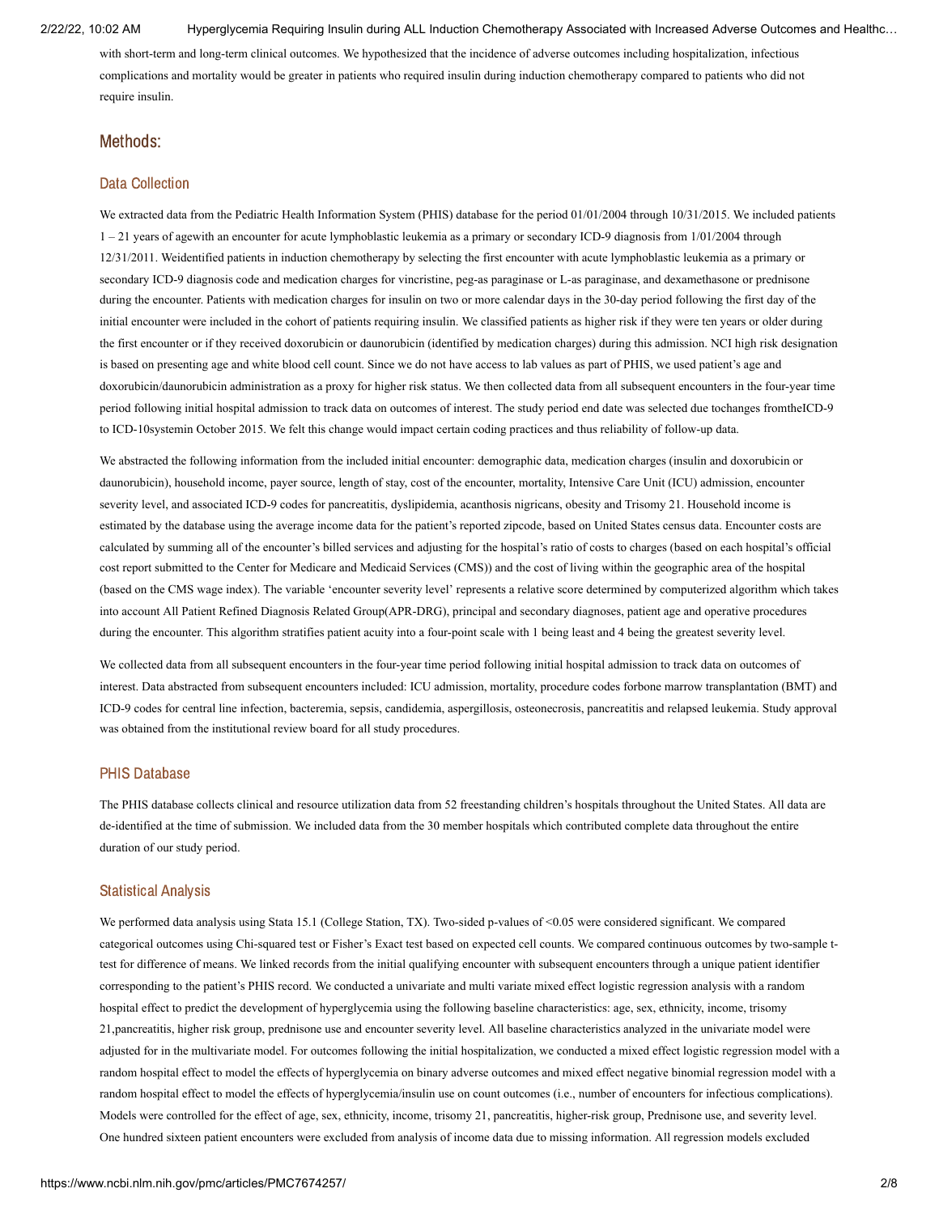with short-term and long-term clinical outcomes. We hypothesized that the incidence of adverse outcomes including hospitalization, infectious complications and mortality would be greater in patients who required insulin during induction chemotherapy compared to patients who did not require insulin.

## Methods:

### Data Collection

We extracted data from the Pediatric Health Information System (PHIS) database for the period 01/01/2004 through 10/31/2015. We included patients 1 – 21 years of agewith an encounter for acute lymphoblastic leukemia as a primary or secondary ICD-9 diagnosis from 1/01/2004 through 12/31/2011. Weidentified patients in induction chemotherapy by selecting the first encounter with acute lymphoblastic leukemia as a primary or secondary ICD-9 diagnosis code and medication charges for vincristine, peg-as paraginase or L-as paraginase, and dexamethasone or prednisone during the encounter. Patients with medication charges for insulin on two or more calendar days in the 30-day period following the first day of the initial encounter were included in the cohort of patients requiring insulin. We classified patients as higher risk if they were ten years or older during the first encounter or if they received doxorubicin or daunorubicin (identified by medication charges) during this admission. NCI high risk designation is based on presenting age and white blood cell count. Since we do not have access to lab values as part of PHIS, we used patient's age and doxorubicin/daunorubicin administration as a proxy for higher risk status. We then collected data from all subsequent encounters in the four-year time period following initial hospital admission to track data on outcomes of interest. The study period end date was selected due tochanges fromtheICD-9 to ICD-10system in October 2015. We felt this change would impact certain coding practices and thus reliability of follow-up data.

We abstracted the following information from the included initial encounter: demographic data, medication charges (insulin and doxorubicin or daunorubicin), household income, payer source, length of stay, cost of the encounter, mortality, Intensive Care Unit (ICU) admission, encounter severity level, and associated ICD-9 codes for pancreatitis, dyslipidemia, acanthosis nigricans, obesity and Trisomy 21. Household income is estimated by the database using the average income data for the patient's reported zipcode, based on United States census data. Encounter costs are calculated by summing all of the encounter's billed services and adjusting for the hospital's ratio of costs to charges (based on each hospital's official cost report submitted to the Center for Medicare and Medicaid Services (CMS)) and the cost of living within the geographic area of the hospital (based on the CMS wage index). The variable 'encounter severity level' represents a relative score determined by computerized algorithm which takes into account All Patient Refined Diagnosis Related Group(APR-DRG), principal and secondary diagnoses, patient age and operative procedures during the encounter. This algorithm stratifies patient acuity into a four-point scale with 1 being least and 4 being the greatest severity level.

We collected data from all subsequent encounters in the four-year time period following initial hospital admission to track data on outcomes of interest. Data abstracted from subsequent encounters included: ICU admission, mortality, procedure codes forbone marrow transplantation (BMT) and ICD-9 codes for central line infection, bacteremia, sepsis, candidemia, aspergillosis, osteonecrosis, pancreatitis and relapsed leukemia. Study approval was obtained from the institutional review board for all study procedures.

### PHIS Database

The PHIS database collects clinical and resource utilization data from 52 freestanding children's hospitals throughout the United States. All data are de-identified at the time of submission. We included data from the 30 member hospitals which contributed complete data throughout the entire duration of our study period.

### Statistical Analysis

We performed data analysis using Stata 15.1 (College Station, TX). Two-sided p-values of <0.05 were considered significant. We compared categorical outcomes using Chi-squared test or Fisher's Exact test based on expected cell counts. We compared continuous outcomes by two-sample t-test for difference of means. We linked records from the initial qualifying encounter with subsequent encounters through a unique patient identifier corresponding to the patient's PHIS record. We conducted a univariate and multi variate mixed effect logistic regression analysis with a random hospital effect to predict the development of hyperglycemia using the following baseline characteristics: age, sex, ethnicity, income, trisomy 21,pancreatitis, higher risk group, prednisone use and encounter severity level. All baseline characteristics analyzed in the univariate model were adjusted for in the multivariate model. For outcomes following the initial hospitalization, we conducted a mixed effect logistic regression model with a random hospital effect to model the effects of hyperglycemia on binary adverse outcomes and mixed effect negative binomial regression model with a random hospital effect to model the effects of hyperglycemia/insulin use on count outcomes (i.e., number of encounters for infectious complications). Models were controlled for the effect of age, sex, ethnicity, income, trisomy 21, pancreatitis, higher-risk group, Prednisone use, and severity level. One hundred sixteen patient encounters were excluded from analysis of income data due to missing information. All regression models excluded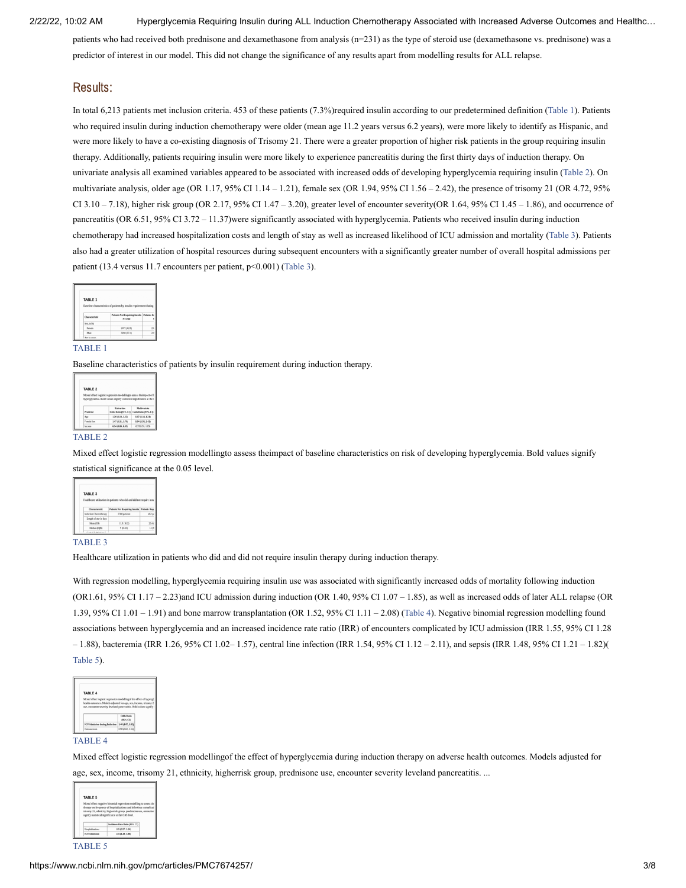patients who had received both prednisone and dexamethasone from analysis (n=231) as the type of steroid use (dexamethasone vs. prednisone) was a predictor of interest in our model. This did not change the significance of any results apart from modelling results for ALL relapse.

## Results:

In total 6,213 patients met inclusion criteria. 453 of these patients (7.3%)required insulin according to our predetermined definition (Table 1). Patients who required insulin during induction chemotherapy were older (mean age 11.2 years versus 6.2 years), were more likely to identify as Hispanic, and were more likely to have a co-existing diagnosis of Trisomy 21. There were a greater proportion of higher risk patients in the group requiring insulin therapy. Additionally, patients requiring insulin were more likely to experience pancreatitis during the first thirty days of induction therapy. On univariate analysis all examined variables appeared to be associated with increased odds of developing hyperglycemia requiring insulin (Table 2). On multivariate analysis, older age (OR 1.17, 95% CI 1.14 – 1.21), female sex (OR 1.94, 95% CI 1.56 – 2.42), the presence of trisomy 21 (OR 4.72, 95% CI 3.10 – 7.18), higher risk group (OR 2.17, 95% CI 1.47 – 3.20), greater level of encounter severity(OR 1.64, 95% CI 1.45 – 1.86), and occurrence of pancreatitis (OR 6.51, 95% CI 3.72 – 11.37)were significantly associated with hyperglycemia. Patients who received insulin during induction chemotherapy had increased hospitalization costs and length of stay as well as increased likelihood of ICU admission and mortality (Table 3). Patients also had a greater utilization of hospital resources during subsequent encounters with a significantly greater number of overall hospital admissions per patient (13.4 versus 11.7 encounters per patient, $p<0.001$) (Table 3).

TABLE 1

Baseline characteristics of patients by insulin requirement during induction therapy.

TABLE 2

Mixed effect logistic regression modellingto assess theimpact of baseline characteristics on risk of developing hyperglycemia. Bold values signify statistical significance at the 0.05 level.

TABLE 3

Healthcare utilization in patients who did and did not require insulin therapy during induction therapy.

With regression modelling, hyperglycemia requiring insulin use was associated with significantly increased odds of mortality following induction (OR1.61, 95% CI 1.17 – 2.23)and ICU admission during induction (OR 1.40, 95% CI 1.07 – 1.85), as well as increased odds of later ALL relapse (OR 1.39, 95% CI 1.01 – 1.91) and bone marrow transplantation (OR 1.52, 95% CI 1.11 – 2.08) (Table 4). Negative binomial regression modelling found associations between hyperglycemia and an increased incidence rate ratio (IRR) of encounters complicated by ICU admission (IRR 1.55, 95% CI 1.28 – 1.88), bacteremia (IRR 1.26, 95% CI 1.02– 1.57), central line infection (IRR 1.54, 95% CI 1.12 – 2.11), and sepsis (IRR 1.48, 95% CI 1.21 – 1.82)( Table 5).

TABLE 4

Mixed effect logistic regression modellingof the effect of hyperglycemia during induction therapy on adverse health outcomes. Models adjusted for age, sex, income, trisomy 21, ethnicity, higherrisk group, prednisone use, encounter severity leveland pancreatitis. ...

TABLE 5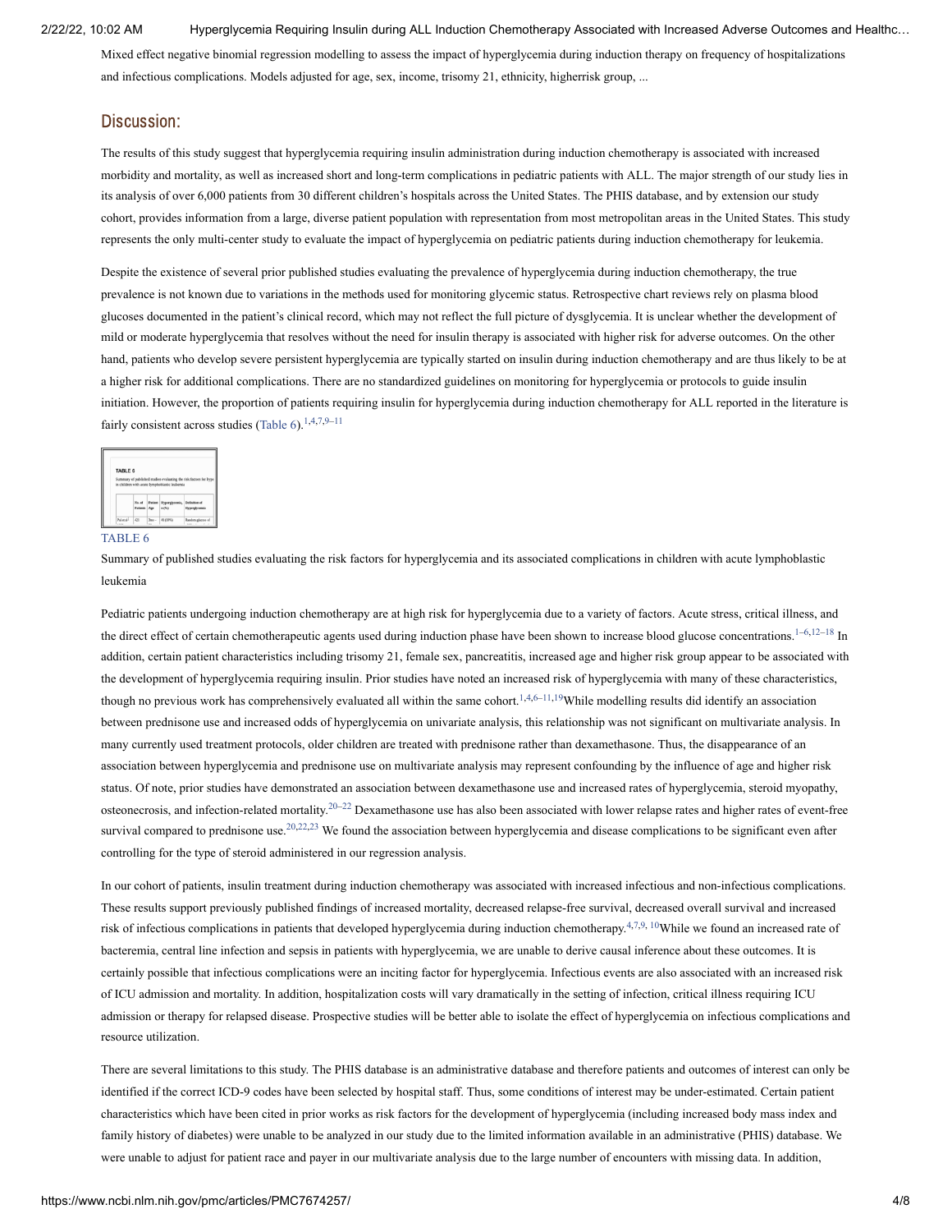Mixed effect negative binomial regression modelling to assess the impact of hyperglycemia during induction therapy on frequency of hospitalizations and infectious complications. Models adjusted for age, sex, income, trisomy 21, ethnicity, higherrisk group, ...

## Discussion:

The results of this study suggest that hyperglycemia requiring insulin administration during induction chemotherapy is associated with increased morbidity and mortality, as well as increased short and long-term complications in pediatric patients with ALL. The major strength of our study lies in its analysis of over 6,000 patients from 30 different children's hospitals across the United States. The PHIS database, and by extension our study cohort, provides information from a large, diverse patient population with representation from most metropolitan areas in the United States. This study represents the only multi-center study to evaluate the impact of hyperglycemia on pediatric patients during induction chemotherapy for leukemia.

Despite the existence of several prior published studies evaluating the prevalence of hyperglycemia during induction chemotherapy, the true prevalence is not known due to variations in the methods used for monitoring glycemic status. Retrospective chart reviews rely on plasma blood glucoses documented in the patient's clinical record, which may not reflect the full picture of dysglycemia. It is unclear whether the development of mild or moderate hyperglycemia that resolves without the need for insulin therapy is associated with higher risk for adverse outcomes. On the other hand, patients who develop severe persistent hyperglycemia are typically started on insulin during induction chemotherapy and are thus likely to be at a higher risk for additional complications. There are no standardized guidelines on monitoring for hyperglycemia or protocols to guide insulin initiation. However, the proportion of patients requiring insulin for hyperglycemia during induction chemotherapy for ALL reported in the literature is fairly consistent across studies (Table 6).[1,4,7,9–11]

TABLE 6

Summary of published studies evaluating the risk factors for hyperglycemia and its associated complications in children with acute lymphoblastic leukemia

Pediatric patients undergoing induction chemotherapy are at high risk for hyperglycemia due to a variety of factors. Acute stress, critical illness, and the direct effect of certain chemotherapeutic agents used during induction phase have been shown to increase blood glucose concentrations.[1–6,12–18] In addition, certain patient characteristics including trisomy 21, female sex, pancreatitis, increased age and higher risk group appear to be associated with the development of hyperglycemia requiring insulin. Prior studies have noted an increased risk of hyperglycemia with many of these characteristics, though no previous work has comprehensively evaluated all within the same cohort.[1,4,6–11,19] While modelling results did identify an association between prednisone use and increased odds of hyperglycemia on univariate analysis, this relationship was not significant on multivariate analysis. In many currently used treatment protocols, older children are treated with prednisone rather than dexamethasone. Thus, the disappearance of an association between hyperglycemia and prednisone use on multivariate analysis may represent confounding by the influence of age and higher risk status. Of note, prior studies have demonstrated an association between dexamethasone use and increased rates of hyperglycemia, steroid myopathy, osteonecrosis, and infection-related mortality.[20–22] Dexamethasone use has also been associated with lower relapse rates and higher rates of event-free survival compared to prednisone use.[20,22,23] We found the association between hyperglycemia and disease complications to be significant even after controlling for the type of steroid administered in our regression analysis.

In our cohort of patients, insulin treatment during induction chemotherapy was associated with increased infectious and non-infectious complications. These results support previously published findings of increased mortality, decreased relapse-free survival, decreased overall survival and increased risk of infectious complications in patients that developed hyperglycemia during induction chemotherapy.[4,7,9,10] While we found an increased rate of bacteremia, central line infection and sepsis in patients with hyperglycemia, we are unable to derive causal inference about these outcomes. It is certainly possible that infectious complications were an inciting factor for hyperglycemia. Infectious events are also associated with an increased risk of ICU admission and mortality. In addition, hospitalization costs will vary dramatically in the setting of infection, critical illness requiring ICU admission or therapy for relapsed disease. Prospective studies will be better able to isolate the effect of hyperglycemia on infectious complications and resource utilization.

There are several limitations to this study. The PHIS database is an administrative database and therefore patients and outcomes of interest can only be identified if the correct ICD-9 codes have been selected by hospital staff. Thus, some conditions of interest may be under-estimated. Certain patient characteristics which have been cited in prior works as risk factors for the development of hyperglycemia (including increased body mass index and family history of diabetes) were unable to be analyzed in our study due to the limited information available in an administrative (PHIS) database. We were unable to adjust for patient race and payer in our multivariate analysis due to the large number of encounters with missing data. In addition,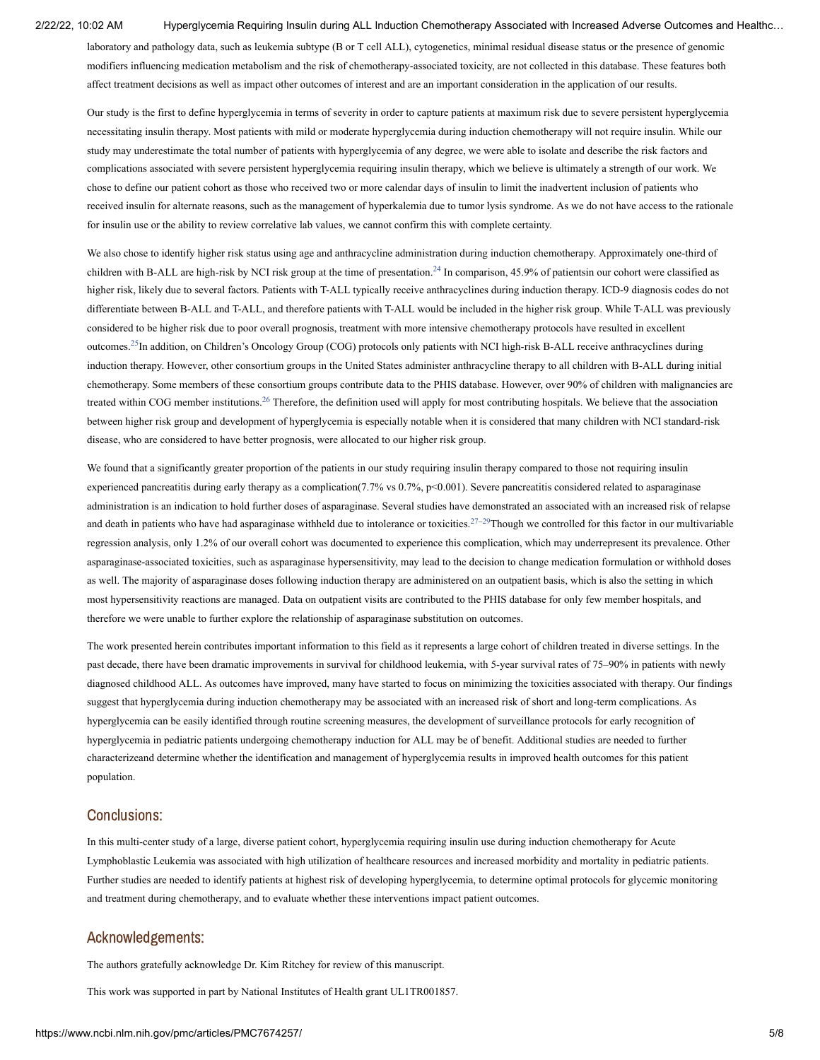laboratory and pathology data, such as leukemia subtype (B or T cell ALL), cytogenetics, minimal residual disease status or the presence of genomic modifiers influencing medication metabolism and the risk of chemotherapy-associated toxicity, are not collected in this database. These features both affect treatment decisions as well as impact other outcomes of interest and are an important consideration in the application of our results.

Our study is the first to define hyperglycemia in terms of severity in order to capture patients at maximum risk due to severe persistent hyperglycemia necessitating insulin therapy. Most patients with mild or moderate hyperglycemia during induction chemotherapy will not require insulin. While our study may underestimate the total number of patients with hyperglycemia of any degree, we were able to isolate and describe the risk factors and complications associated with severe persistent hyperglycemia requiring insulin therapy, which we believe is ultimately a strength of our work. We chose to define our patient cohort as those who received two or more calendar days of insulin to limit the inadvertent inclusion of patients who received insulin for alternate reasons, such as the management of hyperkalemia due to tumor lysis syndrome. As we do not have access to the rationale for insulin use or the ability to review correlative lab values, we cannot confirm this with complete certainty.

We also chose to identify higher risk status using age and anthracycline administration during induction chemotherapy. Approximately one-third of children with B-ALL are high-risk by NCI risk group at the time of presentation.[24] In comparison, 45.9% of patientsin our cohort were classified as higher risk, likely due to several factors. Patients with T-ALL typically receive anthracyclines during induction therapy. ICD-9 diagnosis codes do not differentiate between B-ALL and T-ALL, and therefore patients with T-ALL would be included in the higher risk group. While T-ALL was previously considered to be higher risk due to poor overall prognosis, treatment with more intensive chemotherapy protocols have resulted in excellent outcomes.[25]In addition, on Children's Oncology Group (COG) protocols only patients with NCI high-risk B-ALL receive anthracyclines during induction therapy. However, other consortium groups in the United States administer anthracycline therapy to all children with B-ALL during initial chemotherapy. Some members of these consortium groups contribute data to the PHIS database. However, over 90% of children with malignancies are treated within COG member institutions.[26] Therefore, the definition used will apply for most contributing hospitals. We believe that the association between higher risk group and development of hyperglycemia is especially notable when it is considered that many children with NCI standard-risk disease, who are considered to have better prognosis, were allocated to our higher risk group.

We found that a significantly greater proportion of the patients in our study requiring insulin therapy compared to those not requiring insulin experienced pancreatitis during early therapy as a complication(7.7% vs 0.7%, $p<0.001$). Severe pancreatitis considered related to asparaginase administration is an indication to hold further doses of asparaginase. Several studies have demonstrated an associated with an increased risk of relapse and death in patients who have had asparaginase withheld due to intolerance or toxicities.[27–29]Though we controlled for this factor in our multivariable regression analysis, only 1.2% of our overall cohort was documented to experience this complication, which may underrepresent its prevalence. Other asparaginase-associated toxicities, such as asparaginase hypersensitivity, may lead to the decision to change medication formulation or withhold doses as well. The majority of asparaginase doses following induction therapy are administered on an outpatient basis, which is also the setting in which most hypersensitivity reactions are managed. Data on outpatient visits are contributed to the PHIS database for only few member hospitals, and therefore we were unable to further explore the relationship of asparaginase substitution on outcomes.

The work presented herein contributes important information to this field as it represents a large cohort of children treated in diverse settings. In the past decade, there have been dramatic improvements in survival for childhood leukemia, with 5-year survival rates of 75–90% in patients with newly diagnosed childhood ALL. As outcomes have improved, many have started to focus on minimizing the toxicities associated with therapy. Our findings suggest that hyperglycemia during induction chemotherapy may be associated with an increased risk of short and long-term complications. As hyperglycemia can be easily identified through routine screening measures, the development of surveillance protocols for early recognition of hyperglycemia in pediatric patients undergoing chemotherapy induction for ALL may be of benefit. Additional studies are needed to further characterizeand determine whether the identification and management of hyperglycemia results in improved health outcomes for this patient population.

## Conclusions:

In this multi-center study of a large, diverse patient cohort, hyperglycemia requiring insulin use during induction chemotherapy for Acute Lymphoblastic Leukemia was associated with high utilization of healthcare resources and increased morbidity and mortality in pediatric patients. Further studies are needed to identify patients at highest risk of developing hyperglycemia, to determine optimal protocols for glycemic monitoring and treatment during chemotherapy, and to evaluate whether these interventions impact patient outcomes.

## Acknowledgements:

The authors gratefully acknowledge Dr. Kim Ritchey for review of this manuscript.

This work was supported in part by National Institutes of Health grant UL1TR001857.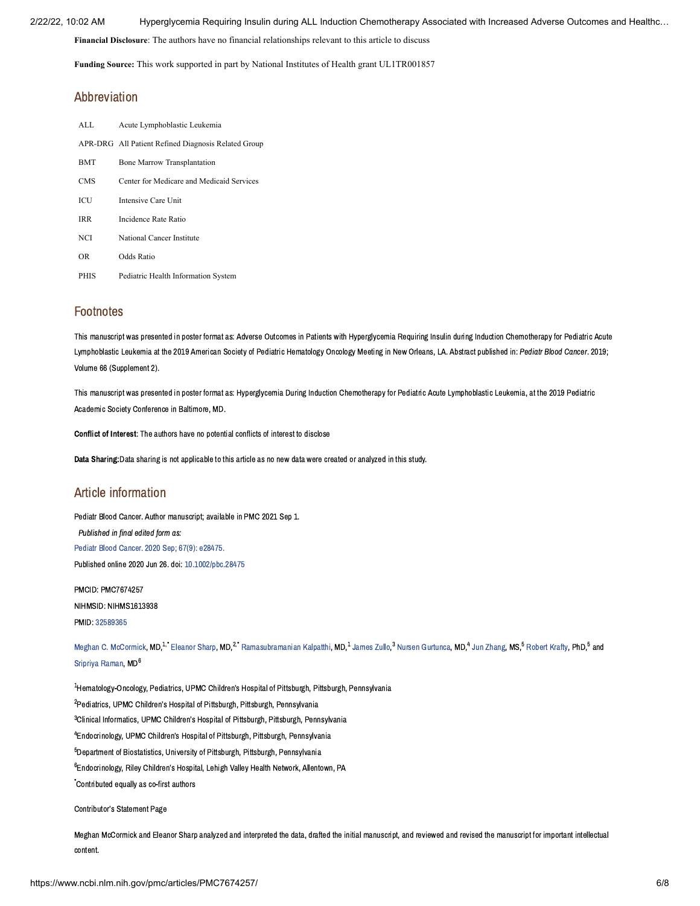**Financial Disclosure**: The authors have no financial relationships relevant to this article to discuss

**Funding Source:** This work supported in part by National Institutes of Health grant UL1TR001857

## Abbreviation

| | |
|---|---|
| ALL | Acute Lymphoblastic Leukemia |
| APR-DRG | All Patient Refined Diagnosis Related Group |
| BMT | Bone Marrow Transplantation |
| CMS | Center for Medicare and Medicaid Services |
| ICU | Intensive Care Unit |
| IRR | Incidence Rate Ratio |
| NCI | National Cancer Institute |
| OR | Odds Ratio |
| PHIS | Pediatric Health Information System |

## Footnotes

This manuscript was presented in poster format as: Adverse Outcomes in Patients with Hyperglycemia Requiring Insulin during Induction Chemotherapy for Pediatric Acute Lymphoblastic Leukemia at the 2019 American Society of Pediatric Hematology Oncology Meeting in New Orleans, LA. Abstract published in: *Pediatr Blood Cancer*. 2019; Volume 66 (Supplement 2).

This manuscript was presented in poster format as: Hyperglycemia During Induction Chemotherapy for Pediatric Acute Lymphoblastic Leukemia, at the 2019 Pediatric Academic Society Conference in Baltimore, MD.

**Conflict of Interest**: The authors have no potential conflicts of interest to disclose

**Data Sharing:** Data sharing is not applicable to this article as no new data were created or analyzed in this study.

## Article information

Pediatr Blood Cancer. Author manuscript; available in PMC 2021 Sep 1.

*Published in final edited form as:*

Pediatr Blood Cancer. 2020 Sep; 67(9): e28475.

Published online 2020 Jun 26. doi: 10.1002/pbc.28475

PMCID: PMC7674257

NIHMSID: NIHMS1613938

PMID: 32589365

Meghan C. McCormick, MD,[1,*] Eleanor Sharp, MD,[2,*] Ramasubramanian Kalpatthi, MD,[1] James Zullo,[3] Nursen Gurtunca, MD,[4] Jun Zhang, MS,[5] Robert Krafty, PhD,[5] and Sripriya Raman, MD[6]

[1]Hematology-Oncology, Pediatrics, UPMC Children's Hospital of Pittsburgh, Pittsburgh, Pennsylvania

[2]Pediatrics, UPMC Children's Hospital of Pittsburgh, Pittsburgh, Pennsylvania

[3]Clinical Informatics, UPMC Children's Hospital of Pittsburgh, Pittsburgh, Pennsylvania

[4]Endocrinology, UPMC Children's Hospital of Pittsburgh, Pittsburgh, Pennsylvania

[5]Department of Biostatistics, University of Pittsburgh, Pittsburgh, Pennsylvania

[6]Endocrinology, Riley Children's Hospital, Lehigh Valley Health Network, Allentown, PA

[*]Contributed equally as co-first authors

Contributor's Statement Page

Meghan McCormick and Eleanor Sharp analyzed and interpreted the data, drafted the initial manuscript, and reviewed and revised the manuscript for important intellectual content.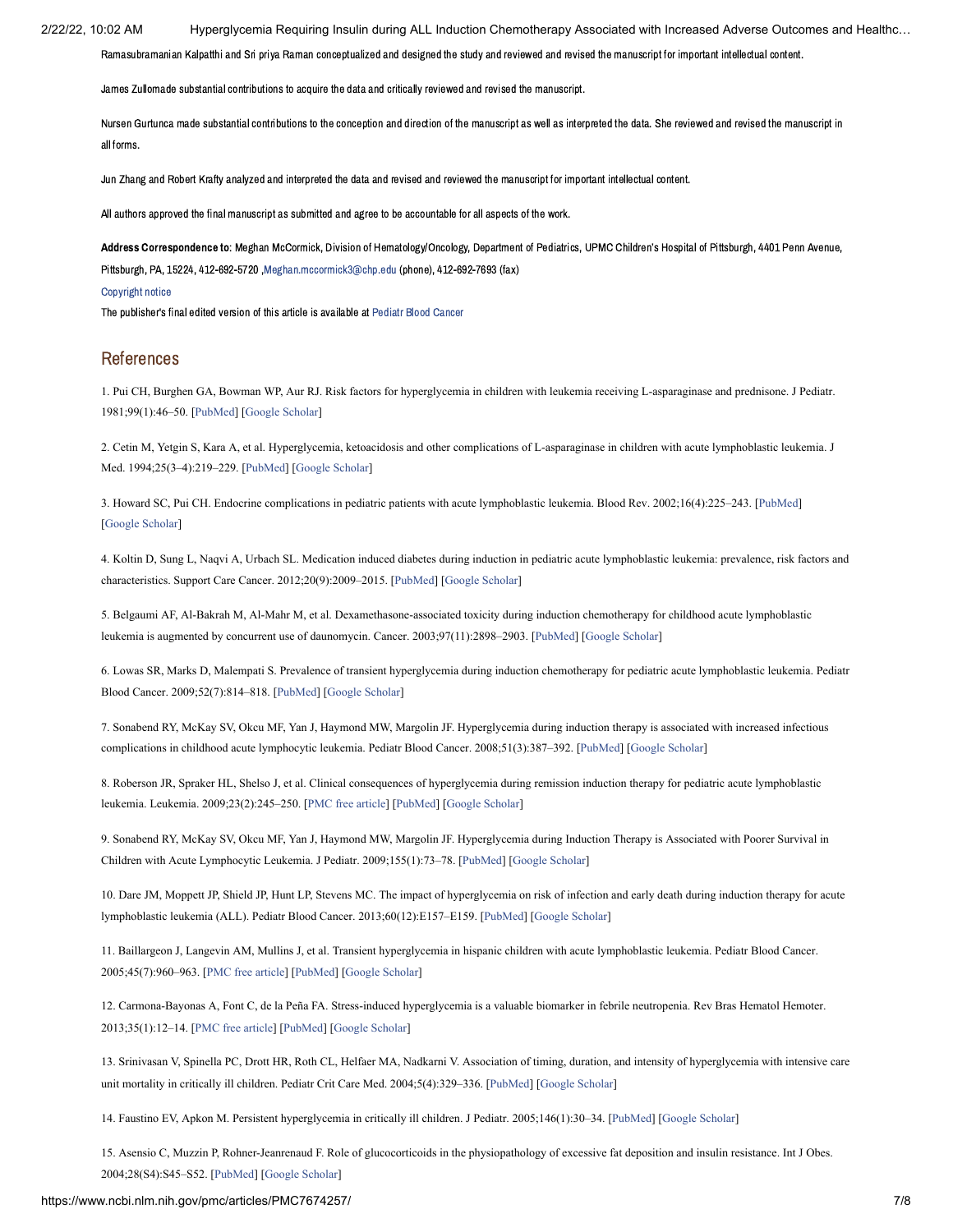Ramasubramanian Kalpatthi and Sri priya Raman conceptualized and designed the study and reviewed and revised the manuscript for important intellectual content.

James Zullomade substantial contributions to acquire the data and critically reviewed and revised the manuscript.

Nursen Gurtunca made substantial contributions to the conception and direction of the manuscript as well as interpreted the data. She reviewed and revised the manuscript in all forms.

Jun Zhang and Robert Krafty analyzed and interpreted the data and revised and reviewed the manuscript for important intellectual content.

All authors approved the final manuscript as submitted and agree to be accountable for all aspects of the work.

**Address Correspondence to:** Meghan McCormick, Division of Hematology/Oncology, Department of Pediatrics, UPMC Children's Hospital of Pittsburgh, 4401 Penn Avenue, Pittsburgh, PA, 15224, 412-692-5720 ,Meghan.mccormick3@chp.edu (phone), 412-692-7693 (fax)

Copyright notice

The publisher's final edited version of this article is available at Pediatr Blood Cancer

## References

1. Pui CH, Burghen GA, Bowman WP, Aur RJ. Risk factors for hyperglycemia in children with leukemia receiving L-asparaginase and prednisone. J Pediatr. 1981;99(1):46–50. [PubMed] [Google Scholar]

2. Cetin M, Yetgin S, Kara A, et al. Hyperglycemia, ketoacidosis and other complications of L-asparaginase in children with acute lymphoblastic leukemia. J Med. 1994;25(3–4):219–229. [PubMed] [Google Scholar]

3. Howard SC, Pui CH. Endocrine complications in pediatric patients with acute lymphoblastic leukemia. Blood Rev. 2002;16(4):225–243. [PubMed] [Google Scholar]

4. Koltin D, Sung L, Naqvi A, Urbach SL. Medication induced diabetes during induction in pediatric acute lymphoblastic leukemia: prevalence, risk factors and characteristics. Support Care Cancer. 2012;20(9):2009–2015. [PubMed] [Google Scholar]

5. Belgaumi AF, Al-Bakrah M, Al-Mahr M, et al. Dexamethasone-associated toxicity during induction chemotherapy for childhood acute lymphoblastic leukemia is augmented by concurrent use of daunomycin. Cancer. 2003;97(11):2898–2903. [PubMed] [Google Scholar]

6. Lowas SR, Marks D, Malempati S. Prevalence of transient hyperglycemia during induction chemotherapy for pediatric acute lymphoblastic leukemia. Pediatr Blood Cancer. 2009;52(7):814–818. [PubMed] [Google Scholar]

7. Sonabend RY, McKay SV, Okcu MF, Yan J, Haymond MW, Margolin JF. Hyperglycemia during induction therapy is associated with increased infectious complications in childhood acute lymphocytic leukemia. Pediatr Blood Cancer. 2008;51(3):387–392. [PubMed] [Google Scholar]

8. Roberson JR, Spraker HL, Shelso J, et al. Clinical consequences of hyperglycemia during remission induction therapy for pediatric acute lymphoblastic leukemia. Leukemia. 2009;23(2):245–250. [PMC free article] [PubMed] [Google Scholar]

9. Sonabend RY, McKay SV, Okcu MF, Yan J, Haymond MW, Margolin JF. Hyperglycemia during Induction Therapy is Associated with Poorer Survival in Children with Acute Lymphocytic Leukemia. J Pediatr. 2009;155(1):73–78. [PubMed] [Google Scholar]

10. Dare JM, Moppett JP, Shield JP, Hunt LP, Stevens MC. The impact of hyperglycemia on risk of infection and early death during induction therapy for acute lymphoblastic leukemia (ALL). Pediatr Blood Cancer. 2013;60(12):E157–E159. [PubMed] [Google Scholar]

11. Baillargeon J, Langevin AM, Mullins J, et al. Transient hyperglycemia in hispanic children with acute lymphoblastic leukemia. Pediatr Blood Cancer. 2005;45(7):960–963. [PMC free article] [PubMed] [Google Scholar]

12. Carmona-Bayonas A, Font C, de la Peña FA. Stress-induced hyperglycemia is a valuable biomarker in febrile neutropenia. Rev Bras Hematol Hemoter. 2013;35(1):12–14. [PMC free article] [PubMed] [Google Scholar]

13. Srinivasan V, Spinella PC, Drott HR, Roth CL, Helfaer MA, Nadkarni V. Association of timing, duration, and intensity of hyperglycemia with intensive care unit mortality in critically ill children. Pediatr Crit Care Med. 2004;5(4):329–336. [PubMed] [Google Scholar]

14. Faustino EV, Apkon M. Persistent hyperglycemia in critically ill children. J Pediatr. 2005;146(1):30–34. [PubMed] [Google Scholar]

15. Asensio C, Muzzin P, Rohner-Jeanrenaud F. Role of glucocorticoids in the physiopathology of excessive fat deposition and insulin resistance. Int J Obes. 2004;28(S4):S45–S52. [PubMed] [Google Scholar]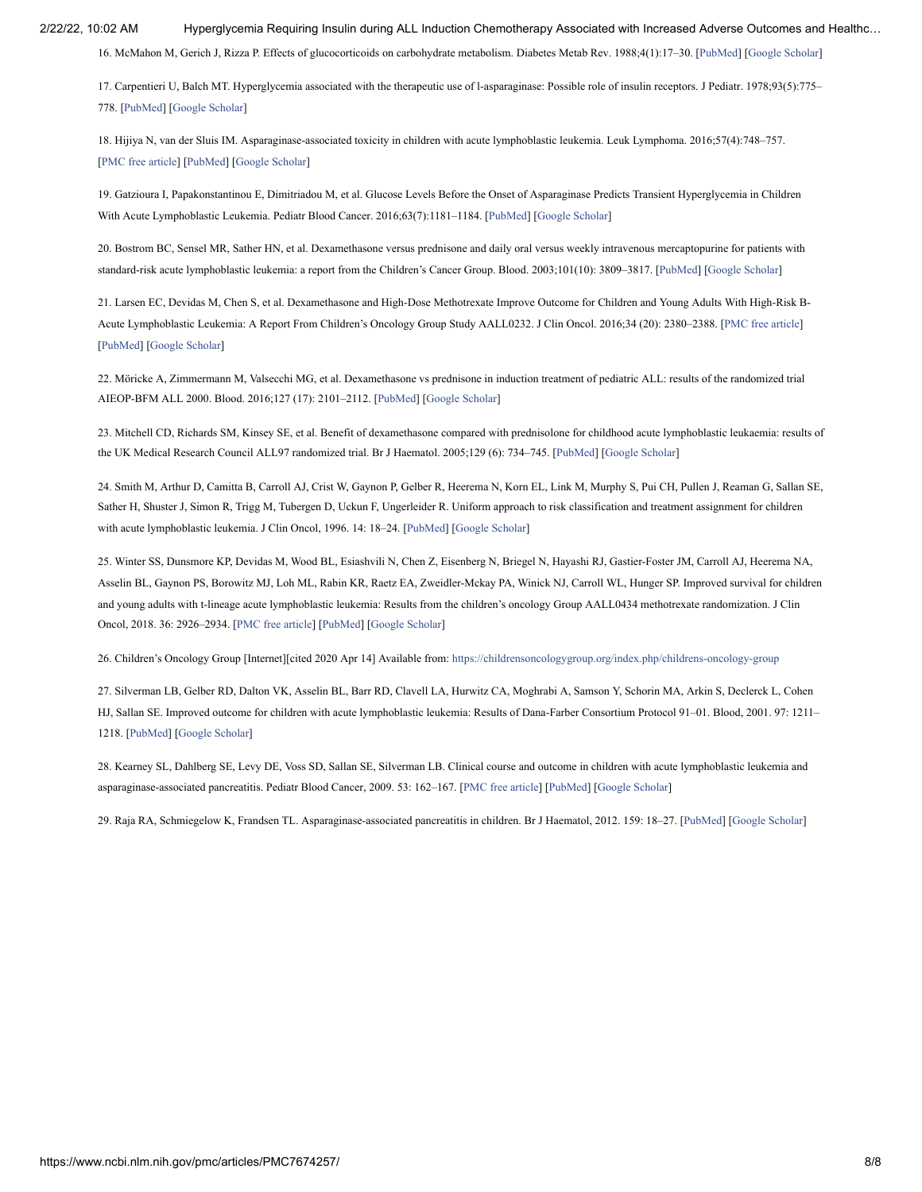16. McMahon M, Gerich J, Rizza P. Effects of glucocorticoids on carbohydrate metabolism. Diabetes Metab Rev. 1988;4(1):17–30. [PubMed] [Google Scholar]

17. Carpentieri U, Balch MT. Hyperglycemia associated with the therapeutic use of l-asparaginase: Possible role of insulin receptors. J Pediatr. 1978;93(5):775–778. [PubMed] [Google Scholar]

18. Hijiya N, van der Sluis IM. Asparaginase-associated toxicity in children with acute lymphoblastic leukemia. Leuk Lymphoma. 2016;57(4):748–757. [PMC free article] [PubMed] [Google Scholar]

19. Gatzioura I, Papakonstantinou E, Dimitriadou M, et al. Glucose Levels Before the Onset of Asparaginase Predicts Transient Hyperglycemia in Children With Acute Lymphoblastic Leukemia. Pediatr Blood Cancer. 2016;63(7):1181–1184. [PubMed] [Google Scholar]

20. Bostrom BC, Sensel MR, Sather HN, et al. Dexamethasone versus prednisone and daily oral versus weekly intravenous mercaptopurine for patients with standard-risk acute lymphoblastic leukemia: a report from the Children's Cancer Group. Blood. 2003;101(10): 3809–3817. [PubMed] [Google Scholar]

21. Larsen EC, Devidas M, Chen S, et al. Dexamethasone and High-Dose Methotrexate Improve Outcome for Children and Young Adults With High-Risk B-Acute Lymphoblastic Leukemia: A Report From Children's Oncology Group Study AALL0232. J Clin Oncol. 2016;34 (20): 2380–2388. [PMC free article] [PubMed] [Google Scholar]

22. Möricke A, Zimmermann M, Valsecchi MG, et al. Dexamethasone vs prednisone in induction treatment of pediatric ALL: results of the randomized trial AIEOP-BFM ALL 2000. Blood. 2016;127 (17): 2101–2112. [PubMed] [Google Scholar]

23. Mitchell CD, Richards SM, Kinsey SE, et al. Benefit of dexamethasone compared with prednisolone for childhood acute lymphoblastic leukaemia: results of the UK Medical Research Council ALL97 randomized trial. Br J Haematol. 2005;129 (6): 734–745. [PubMed] [Google Scholar]

24. Smith M, Arthur D, Camitta B, Carroll AJ, Crist W, Gaynon P, Gelber R, Heerema N, Korn EL, Link M, Murphy S, Pui CH, Pullen J, Reaman G, Sallan SE, Sather H, Shuster J, Simon R, Trigg M, Tubergen D, Uckun F, Ungerleider R. Uniform approach to risk classification and treatment assignment for children with acute lymphoblastic leukemia. J Clin Oncol, 1996. 14: 18–24. [PubMed] [Google Scholar]

25. Winter SS, Dunsmore KP, Devidas M, Wood BL, Esiashvili N, Chen Z, Eisenberg N, Briegel N, Hayashi RJ, Gastier-Foster JM, Carroll AJ, Heerema NA, Asselin BL, Gaynon PS, Borowitz MJ, Loh ML, Rabin KR, Raetz EA, Zweidler-Mckay PA, Winick NJ, Carroll WL, Hunger SP. Improved survival for children and young adults with t-lineage acute lymphoblastic leukemia: Results from the children's oncology Group AALL0434 methotrexate randomization. J Clin Oncol, 2018. 36: 2926–2934. [PMC free article] [PubMed] [Google Scholar]

26. Children's Oncology Group [Internet][cited 2020 Apr 14] Available from: https://childrensoncologygroup.org/index.php/childrens-oncology-group

27. Silverman LB, Gelber RD, Dalton VK, Asselin BL, Barr RD, Clavell LA, Hurwitz CA, Moghrabi A, Samson Y, Schorin MA, Arkin S, Declerck L, Cohen HJ, Sallan SE. Improved outcome for children with acute lymphoblastic leukemia: Results of Dana-Farber Consortium Protocol 91–01. Blood, 2001. 97: 1211–1218. [PubMed] [Google Scholar]

28. Kearney SL, Dahlberg SE, Levy DE, Voss SD, Sallan SE, Silverman LB. Clinical course and outcome in children with acute lymphoblastic leukemia and asparaginase-associated pancreatitis. Pediatr Blood Cancer, 2009. 53: 162–167. [PMC free article] [PubMed] [Google Scholar]

29. Raja RA, Schmiegelow K, Frandsen TL. Asparaginase-associated pancreatitis in children. Br J Haematol, 2012. 159: 18–27. [PubMed] [Google Scholar]